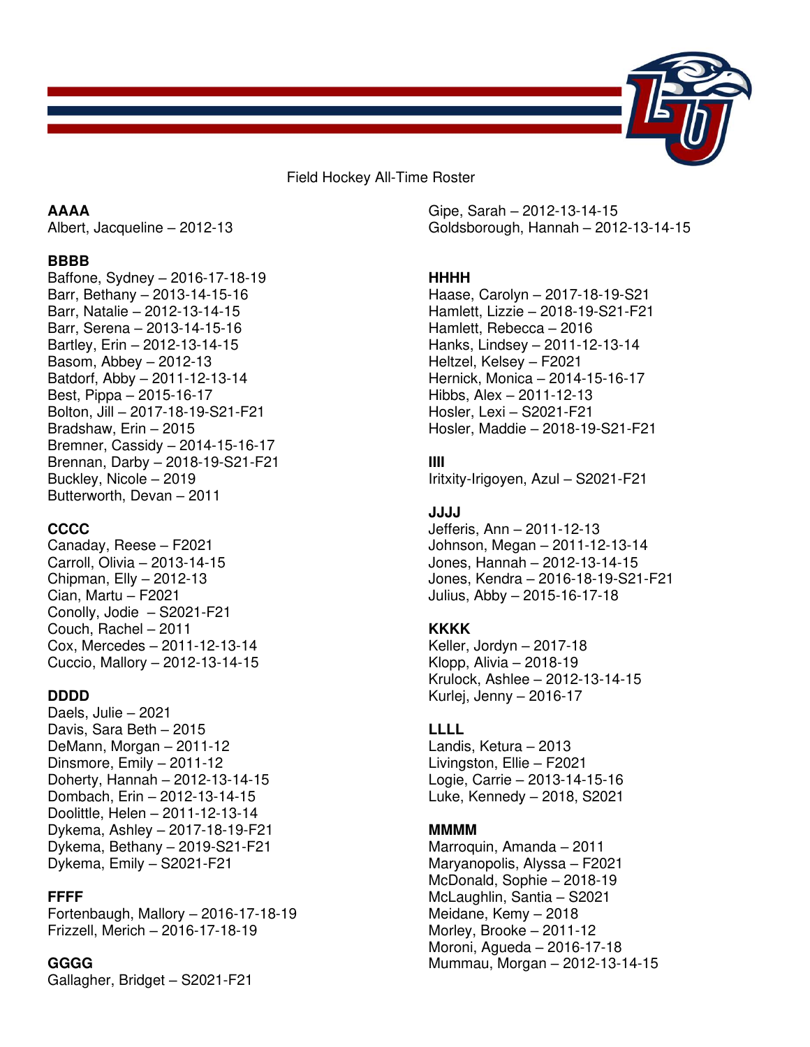Field Hockey All-Time Roster

**AAAA**
Albert, Jacqueline – 2012-13

**BBBB**
Baffone, Sydney – 2016-17-18-19
Barr, Bethany – 2013-14-15-16
Barr, Natalie – 2012-13-14-15
Barr, Serena – 2013-14-15-16
Bartley, Erin – 2012-13-14-15
Basom, Abbey – 2012-13
Batdorf, Abby – 2011-12-13-14
Best, Pippa – 2015-16-17
Bolton, Jill – 2017-18-19-S21-F21
Bradshaw, Erin – 2015
Bremner, Cassidy – 2014-15-16-17
Brennan, Darby – 2018-19-S21-F21
Buckley, Nicole – 2019
Butterworth, Devan – 2011

**CCCC**
Canaday, Reese – F2021
Carroll, Olivia – 2013-14-15
Chipman, Elly – 2012-13
Cian, Martu – F2021
Conolly, Jodie – S2021-F21
Couch, Rachel – 2011
Cox, Mercedes – 2011-12-13-14
Cuccio, Mallory – 2012-13-14-15

**DDDD**
Daels, Julie – 2021
Davis, Sara Beth – 2015
DeMann, Morgan – 2011-12
Dinsmore, Emily – 2011-12
Doherty, Hannah – 2012-13-14-15
Dombach, Erin – 2012-13-14-15
Doolittle, Helen – 2011-12-13-14
Dykema, Ashley – 2017-18-19-F21
Dykema, Bethany – 2019-S21-F21
Dykema, Emily – S2021-F21

**FFFF**
Fortenbaugh, Mallory – 2016-17-18-19
Frizzell, Merich – 2016-17-18-19

**GGGG**
Gallagher, Bridget – S2021-F21
Gipe, Sarah – 2012-13-14-15
Goldsborough, Hannah – 2012-13-14-15

**HHHH**
Haase, Carolyn – 2017-18-19-S21
Hamlett, Lizzie – 2018-19-S21-F21
Hamlett, Rebecca – 2016
Hanks, Lindsey – 2011-12-13-14
Heltzel, Kelsey – F2021
Hernick, Monica – 2014-15-16-17
Hibbs, Alex – 2011-12-13
Hosler, Lexi – S2021-F21
Hosler, Maddie – 2018-19-S21-F21

**IIII**
Iritxity-Irigoyen, Azul – S2021-F21

**JJJJ**
Jefferis, Ann – 2011-12-13
Johnson, Megan – 2011-12-13-14
Jones, Hannah – 2012-13-14-15
Jones, Kendra – 2016-18-19-S21-F21
Julius, Abby – 2015-16-17-18

**KKKK**
Keller, Jordyn – 2017-18
Klopp, Alivia – 2018-19
Krulock, Ashlee – 2012-13-14-15
Kurlej, Jenny – 2016-17

**LLLL**
Landis, Ketura – 2013
Livingston, Ellie – F2021
Logie, Carrie – 2013-14-15-16
Luke, Kennedy – 2018, S2021

**MMMM**
Marroquin, Amanda – 2011
Maryanopolis, Alyssa – F2021
McDonald, Sophie – 2018-19
McLaughlin, Santia – S2021
Meidane, Kemy – 2018
Morley, Brooke – 2011-12
Moroni, Agueda – 2016-17-18
Mummau, Morgan – 2012-13-14-15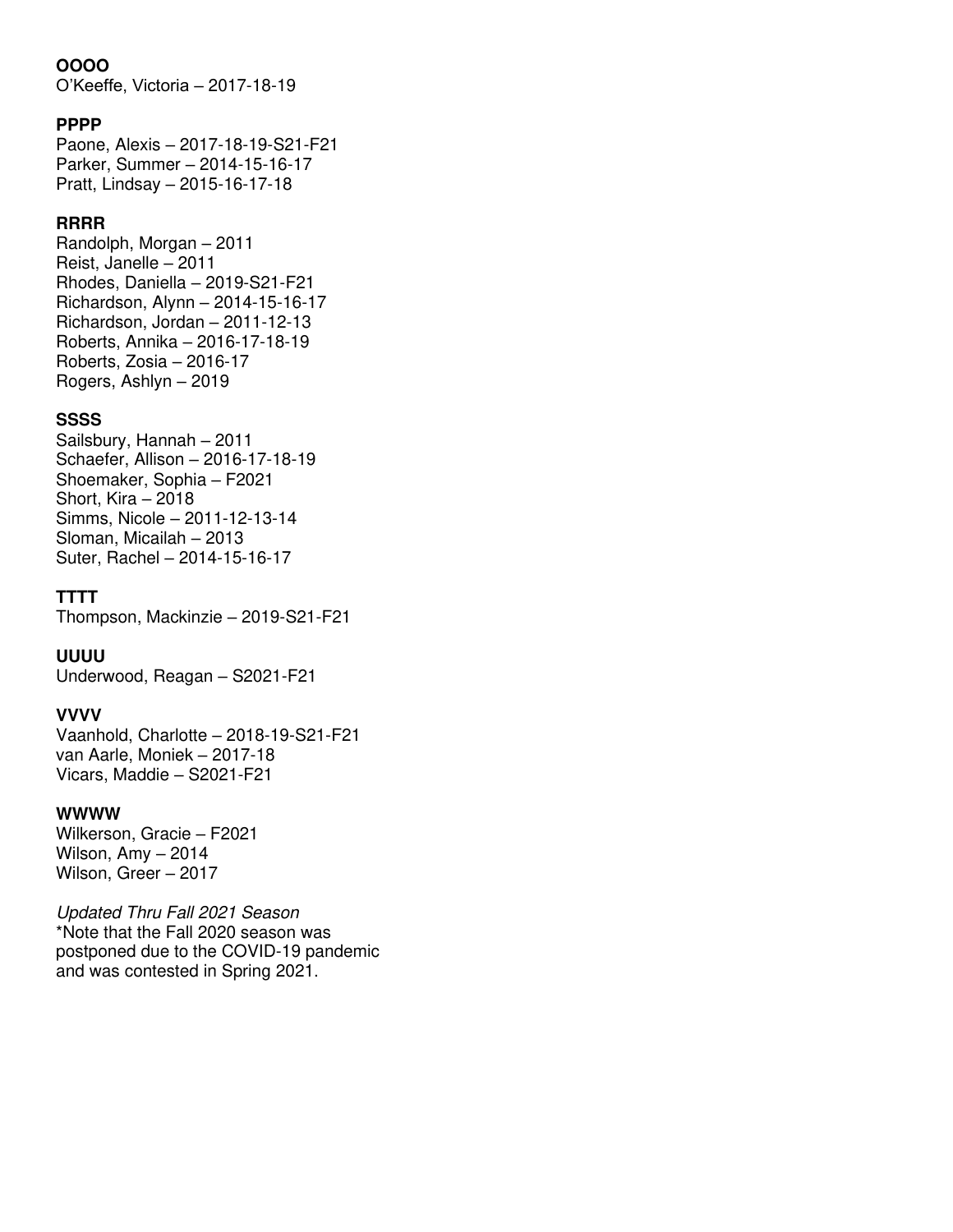**OOOO**
O'Keeffe, Victoria – 2017-18-19

**PPPP**
Paone, Alexis – 2017-18-19-S21-F21
Parker, Summer – 2014-15-16-17
Pratt, Lindsay – 2015-16-17-18

**RRRR**
Randolph, Morgan – 2011
Reist, Janelle – 2011
Rhodes, Daniella – 2019-S21-F21
Richardson, Alynn – 2014-15-16-17
Richardson, Jordan – 2011-12-13
Roberts, Annika – 2016-17-18-19
Roberts, Zosia – 2016-17
Rogers, Ashlyn – 2019

**SSSS**
Sailsbury, Hannah – 2011
Schaefer, Allison – 2016-17-18-19
Shoemaker, Sophia – F2021
Short, Kira – 2018
Simms, Nicole – 2011-12-13-14
Sloman, Micailah – 2013
Suter, Rachel – 2014-15-16-17

**TTTT**
Thompson, Mackinzie – 2019-S21-F21

**UUUU**
Underwood, Reagan – S2021-F21

**VVVV**
Vaanhold, Charlotte – 2018-19-S21-F21
van Aarle, Moniek – 2017-18
Vicars, Maddie – S2021-F21

**WWWW**
Wilkerson, Gracie – F2021
Wilson, Amy – 2014
Wilson, Greer – 2017

*Updated Thru Fall 2021 Season*
*Note that the Fall 2020 season was postponed due to the COVID-19 pandemic and was contested in Spring 2021.